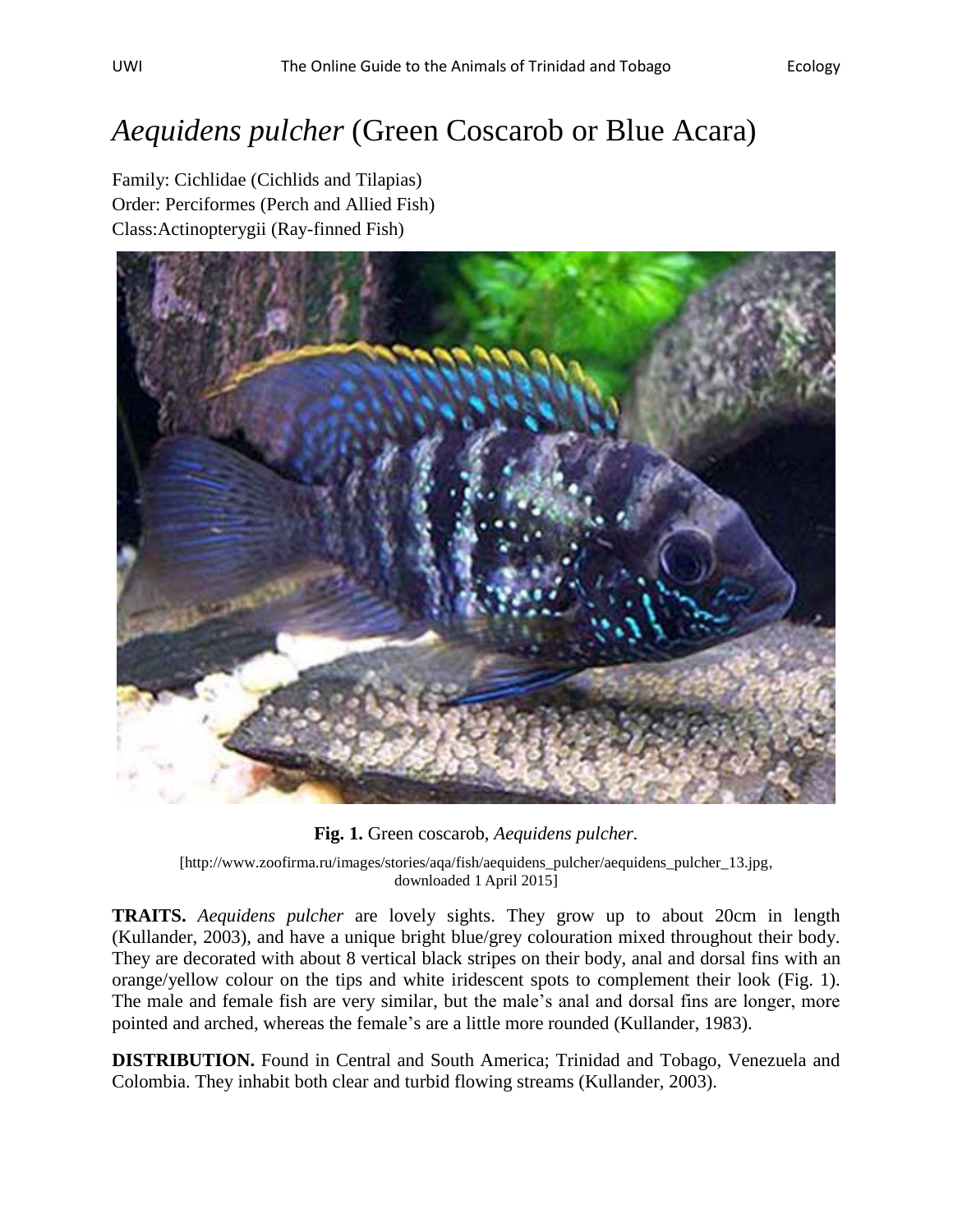# *Aequidens pulcher* (Green Coscarob or Blue Acara)

Family: Cichlidae (Cichlids and Tilapias)
Order: Perciformes (Perch and Allied Fish)
Class:Actinopterygii (Ray-finned Fish)

**Fig. 1.** Green coscarob, *Aequidens pulcher.*

[http://www.zoofirma.ru/images/stories/aqa/fish/aequidens_pulcher/aequidens_pulcher_13.jpg, downloaded 1 April 2015]

**TRAITS.** *Aequidens pulcher* are lovely sights. They grow up to about 20cm in length (Kullander, 2003), and have a unique bright blue/grey colouration mixed throughout their body. They are decorated with about 8 vertical black stripes on their body, anal and dorsal fins with an orange/yellow colour on the tips and white iridescent spots to complement their look (Fig. 1). The male and female fish are very similar, but the male's anal and dorsal fins are longer, more pointed and arched, whereas the female's are a little more rounded (Kullander, 1983).

**DISTRIBUTION.** Found in Central and South America; Trinidad and Tobago, Venezuela and Colombia. They inhabit both clear and turbid flowing streams (Kullander, 2003).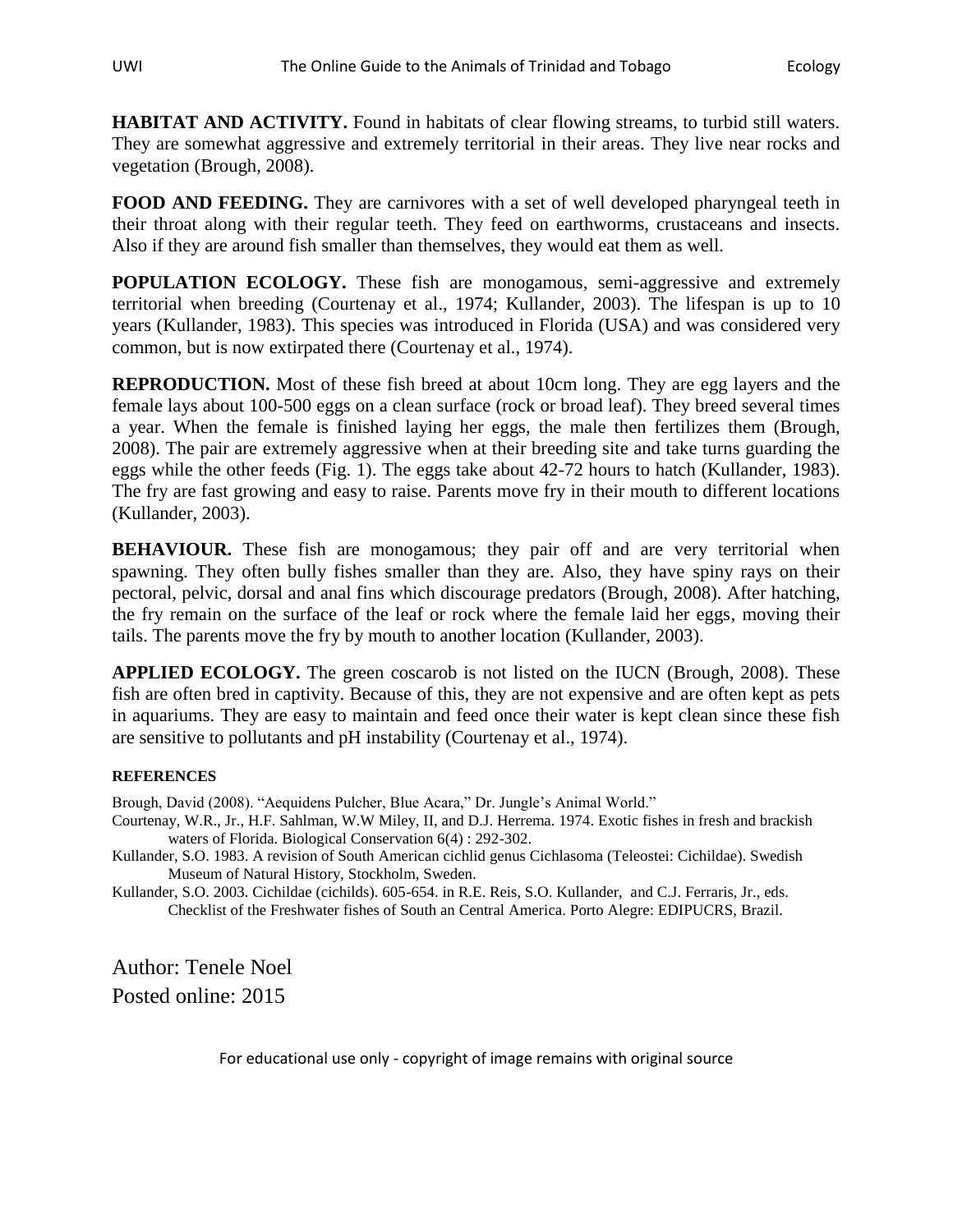**HABITAT AND ACTIVITY.** Found in habitats of clear flowing streams, to turbid still waters. They are somewhat aggressive and extremely territorial in their areas. They live near rocks and vegetation (Brough, 2008).

**FOOD AND FEEDING.** They are carnivores with a set of well developed pharyngeal teeth in their throat along with their regular teeth. They feed on earthworms, crustaceans and insects. Also if they are around fish smaller than themselves, they would eat them as well.

**POPULATION ECOLOGY.** These fish are monogamous, semi-aggressive and extremely territorial when breeding (Courtenay et al., 1974; Kullander, 2003). The lifespan is up to 10 years (Kullander, 1983). This species was introduced in Florida (USA) and was considered very common, but is now extirpated there (Courtenay et al., 1974).

**REPRODUCTION.** Most of these fish breed at about 10cm long. They are egg layers and the female lays about 100-500 eggs on a clean surface (rock or broad leaf). They breed several times a year. When the female is finished laying her eggs, the male then fertilizes them (Brough, 2008). The pair are extremely aggressive when at their breeding site and take turns guarding the eggs while the other feeds (Fig. 1). The eggs take about 42-72 hours to hatch (Kullander, 1983). The fry are fast growing and easy to raise. Parents move fry in their mouth to different locations (Kullander, 2003).

**BEHAVIOUR.** These fish are monogamous; they pair off and are very territorial when spawning. They often bully fishes smaller than they are. Also, they have spiny rays on their pectoral, pelvic, dorsal and anal fins which discourage predators (Brough, 2008). After hatching, the fry remain on the surface of the leaf or rock where the female laid her eggs, moving their tails. The parents move the fry by mouth to another location (Kullander, 2003).

**APPLIED ECOLOGY.** The green coscarob is not listed on the IUCN (Brough, 2008). These fish are often bred in captivity. Because of this, they are not expensive and are often kept as pets in aquariums. They are easy to maintain and feed once their water is kept clean since these fish are sensitive to pollutants and pH instability (Courtenay et al., 1974).

**REFERENCES**

Brough, David (2008). "Aequidens Pulcher, Blue Acara," Dr. Jungle's Animal World."

Courtenay, W.R., Jr., H.F. Sahlman, W.W Miley, II, and D.J. Herrema. 1974. Exotic fishes in fresh and brackish waters of Florida. Biological Conservation 6(4) : 292-302.

Kullander, S.O. 1983. A revision of South American cichlid genus Cichlasoma (Teleostei: Cichildae). Swedish Museum of Natural History, Stockholm, Sweden.

Kullander, S.O. 2003. Cichildae (cichilds). 605-654. in R.E. Reis, S.O. Kullander, and C.J. Ferraris, Jr., eds. Checklist of the Freshwater fishes of South an Central America. Porto Alegre: EDIPUCRS, Brazil.

Author: Tenele Noel
Posted online: 2015

For educational use only - copyright of image remains with original source